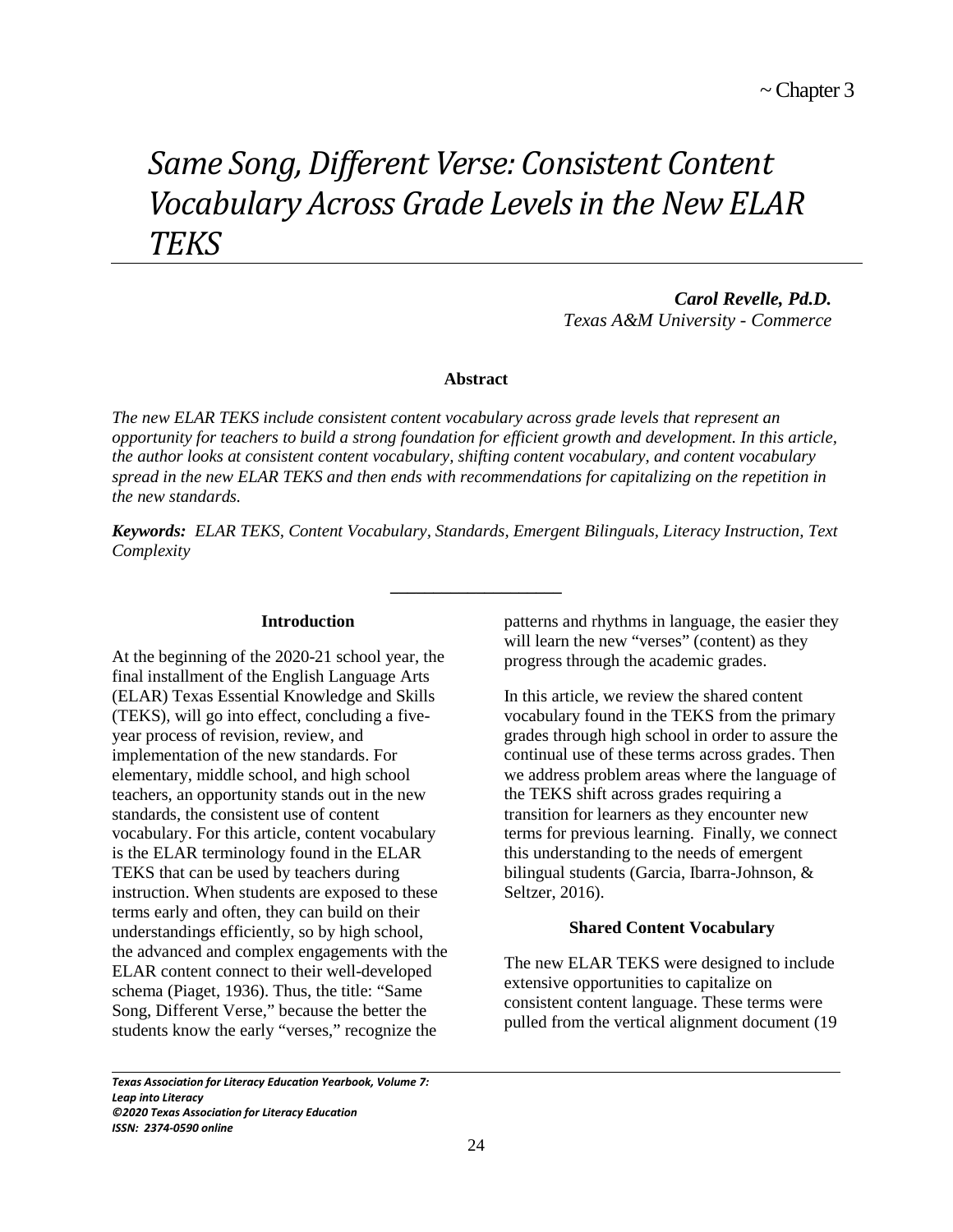~ Chapter 3

# *Same Song, Different Verse: Consistent Content Vocabulary Across Grade Levels in the New ELAR TEKS*

***Carol Revelle, Pd.D.***
*Texas A&M University - Commerce*

**Abstract**

*The new ELAR TEKS include consistent content vocabulary across grade levels that represent an opportunity for teachers to build a strong foundation for efficient growth and development. In this article, the author looks at consistent content vocabulary, shifting content vocabulary, and content vocabulary spread in the new ELAR TEKS and then ends with recommendations for capitalizing on the repetition in the new standards.*

***Keywords:*** *ELAR TEKS, Content Vocabulary, Standards, Emergent Bilinguals, Literacy Instruction, Text Complexity*

---

## Introduction

At the beginning of the 2020-21 school year, the final installment of the English Language Arts (ELAR) Texas Essential Knowledge and Skills (TEKS), will go into effect, concluding a five-year process of revision, review, and implementation of the new standards. For elementary, middle school, and high school teachers, an opportunity stands out in the new standards, the consistent use of content vocabulary. For this article, content vocabulary is the ELAR terminology found in the ELAR TEKS that can be used by teachers during instruction. When students are exposed to these terms early and often, they can build on their understandings efficiently, so by high school, the advanced and complex engagements with the ELAR content connect to their well-developed schema (Piaget, 1936). Thus, the title: "Same Song, Different Verse," because the better the students know the early "verses," recognize the patterns and rhythms in language, the easier they will learn the new "verses" (content) as they progress through the academic grades.

In this article, we review the shared content vocabulary found in the TEKS from the primary grades through high school in order to assure the continual use of these terms across grades. Then we address problem areas where the language of the TEKS shift across grades requiring a transition for learners as they encounter new terms for previous learning. Finally, we connect this understanding to the needs of emergent bilingual students (Garcia, Ibarra-Johnson, & Seltzer, 2016).

## Shared Content Vocabulary

The new ELAR TEKS were designed to include extensive opportunities to capitalize on consistent content language. These terms were pulled from the vertical alignment document (19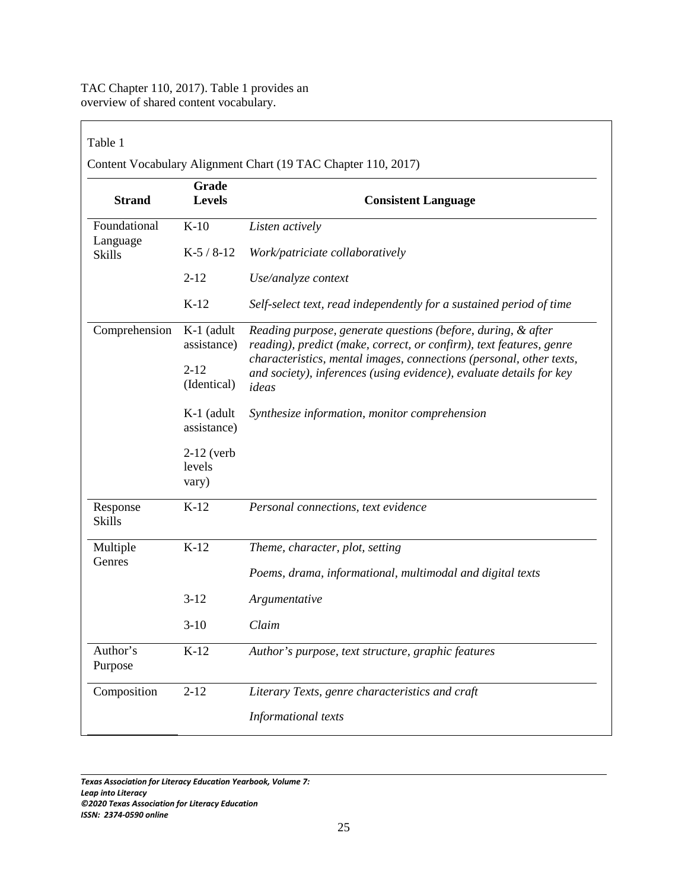TAC Chapter 110, 2017). Table 1 provides an overview of shared content vocabulary.

Table 1

Content Vocabulary Alignment Chart (19 TAC Chapter 110, 2017)

| Strand | Grade Levels | Consistent Language |
|---|---|---|
| Foundational Language Skills | K-10 | *Listen actively* |
| | K-5 / 8-12 | *Work/patriciate collaboratively* |
| | 2-12 | *Use/analyze context* |
| | K-12 | *Self-select text, read independently for a sustained period of time* |
| Comprehension | K-1 (adult assistance)<br>2-12 (Identical) | *Reading purpose, generate questions (before, during, & after reading), predict (make, correct, or confirm), text features, genre characteristics, mental images, connections (personal, other texts, and society), inferences (using evidence), evaluate details for key ideas* |
| | K-1 (adult assistance)<br>2-12 (verb levels vary) | *Synthesize information, monitor comprehension* |
| Response Skills | K-12 | *Personal connections, text evidence* |
| Multiple Genres | K-12 | *Theme, character, plot, setting* |
| | | *Poems, drama, informational, multimodal and digital texts* |
| | 3-12 | *Argumentative* |
| | 3-10 | *Claim* |
| Author's Purpose | K-12 | *Author's purpose, text structure, graphic features* |
| Composition | 2-12 | *Literary Texts, genre characteristics and craft* |
| | | *Informational texts* |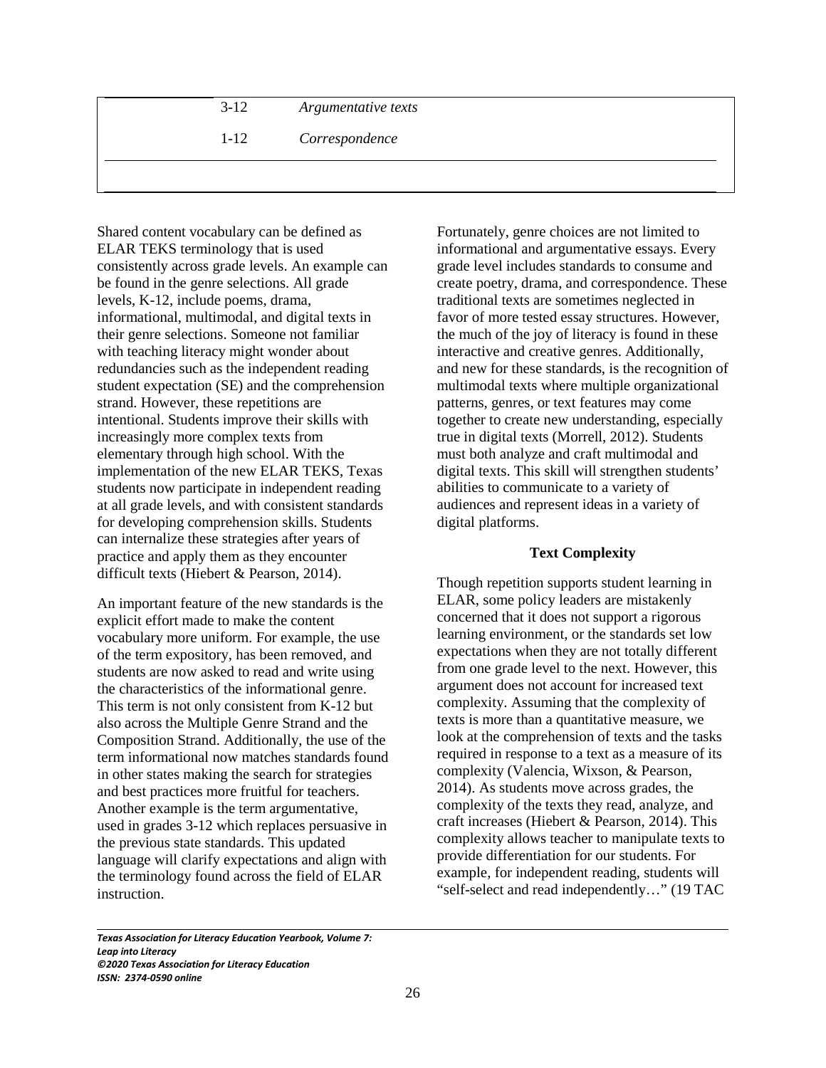| | | |
|---|---|---|
| | 3-12 | *Argumentative texts* |
| | 1-12 | *Correspondence* |

Shared content vocabulary can be defined as ELAR TEKS terminology that is used consistently across grade levels. An example can be found in the genre selections. All grade levels, K-12, include poems, drama, informational, multimodal, and digital texts in their genre selections. Someone not familiar with teaching literacy might wonder about redundancies such as the independent reading student expectation (SE) and the comprehension strand. However, these repetitions are intentional. Students improve their skills with increasingly more complex texts from elementary through high school. With the implementation of the new ELAR TEKS, Texas students now participate in independent reading at all grade levels, and with consistent standards for developing comprehension skills. Students can internalize these strategies after years of practice and apply them as they encounter difficult texts (Hiebert & Pearson, 2014).

An important feature of the new standards is the explicit effort made to make the content vocabulary more uniform. For example, the use of the term expository, has been removed, and students are now asked to read and write using the characteristics of the informational genre. This term is not only consistent from K-12 but also across the Multiple Genre Strand and the Composition Strand. Additionally, the use of the term informational now matches standards found in other states making the search for strategies and best practices more fruitful for teachers. Another example is the term argumentative, used in grades 3-12 which replaces persuasive in the previous state standards. This updated language will clarify expectations and align with the terminology found across the field of ELAR instruction.

Fortunately, genre choices are not limited to informational and argumentative essays. Every grade level includes standards to consume and create poetry, drama, and correspondence. These traditional texts are sometimes neglected in favor of more tested essay structures. However, the much of the joy of literacy is found in these interactive and creative genres. Additionally, and new for these standards, is the recognition of multimodal texts where multiple organizational patterns, genres, or text features may come together to create new understanding, especially true in digital texts (Morrell, 2012). Students must both analyze and craft multimodal and digital texts. This skill will strengthen students' abilities to communicate to a variety of audiences and represent ideas in a variety of digital platforms.

## Text Complexity

Though repetition supports student learning in ELAR, some policy leaders are mistakenly concerned that it does not support a rigorous learning environment, or the standards set low expectations when they are not totally different from one grade level to the next. However, this argument does not account for increased text complexity. Assuming that the complexity of texts is more than a quantitative measure, we look at the comprehension of texts and the tasks required in response to a text as a measure of its complexity (Valencia, Wixson, & Pearson, 2014). As students move across grades, the complexity of the texts they read, analyze, and craft increases (Hiebert & Pearson, 2014). This complexity allows teacher to manipulate texts to provide differentiation for our students. For example, for independent reading, students will "self-select and read independently…" (19 TAC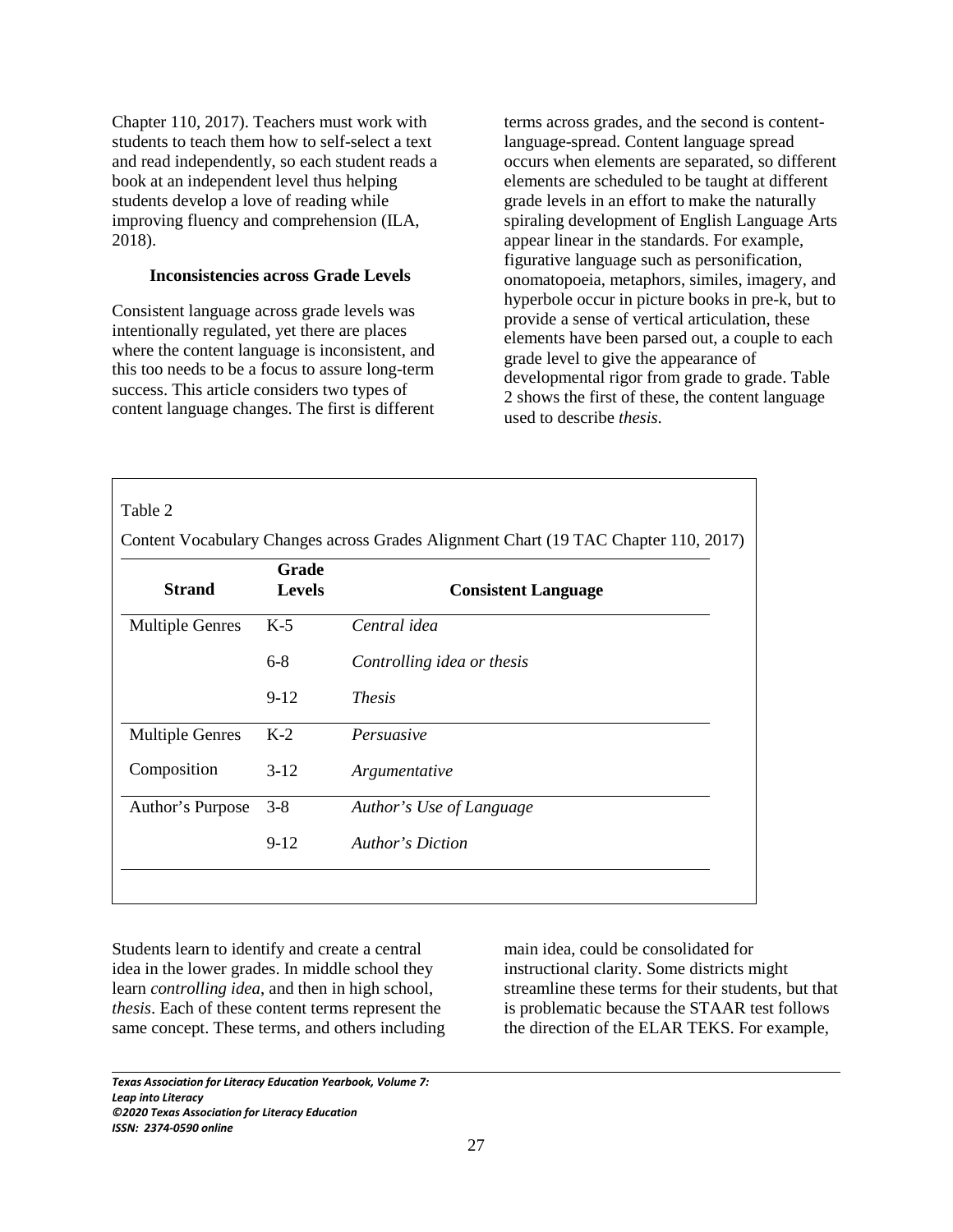Chapter 110, 2017). Teachers must work with students to teach them how to self-select a text and read independently, so each student reads a book at an independent level thus helping students develop a love of reading while improving fluency and comprehension (ILA, 2018).

### Inconsistencies across Grade Levels

Consistent language across grade levels was intentionally regulated, yet there are places where the content language is inconsistent, and this too needs to be a focus to assure long-term success. This article considers two types of content language changes. The first is different terms across grades, and the second is content-language-spread. Content language spread occurs when elements are separated, so different elements are scheduled to be taught at different grade levels in an effort to make the naturally spiraling development of English Language Arts appear linear in the standards. For example, figurative language such as personification, onomatopoeia, metaphors, similes, imagery, and hyperbole occur in picture books in pre-k, but to provide a sense of vertical articulation, these elements have been parsed out, a couple to each grade level to give the appearance of developmental rigor from grade to grade. Table 2 shows the first of these, the content language used to describe *thesis*.

Table 2

Content Vocabulary Changes across Grades Alignment Chart (19 TAC Chapter 110, 2017)

| Strand | Grade Levels | Consistent Language |
|---|---|---|
| Multiple Genres | K-5 | *Central idea* |
| | 6-8 | *Controlling idea or thesis* |
| | 9-12 | *Thesis* |
| Multiple Genres | K-2 | *Persuasive* |
| Composition | 3-12 | *Argumentative* |
| Author's Purpose | 3-8 | *Author's Use of Language* |
| | 9-12 | *Author's Diction* |

Students learn to identify and create a central idea in the lower grades. In middle school they learn *controlling idea*, and then in high school, *thesis*. Each of these content terms represent the same concept. These terms, and others including main idea, could be consolidated for instructional clarity. Some districts might streamline these terms for their students, but that is problematic because the STAAR test follows the direction of the ELAR TEKS. For example,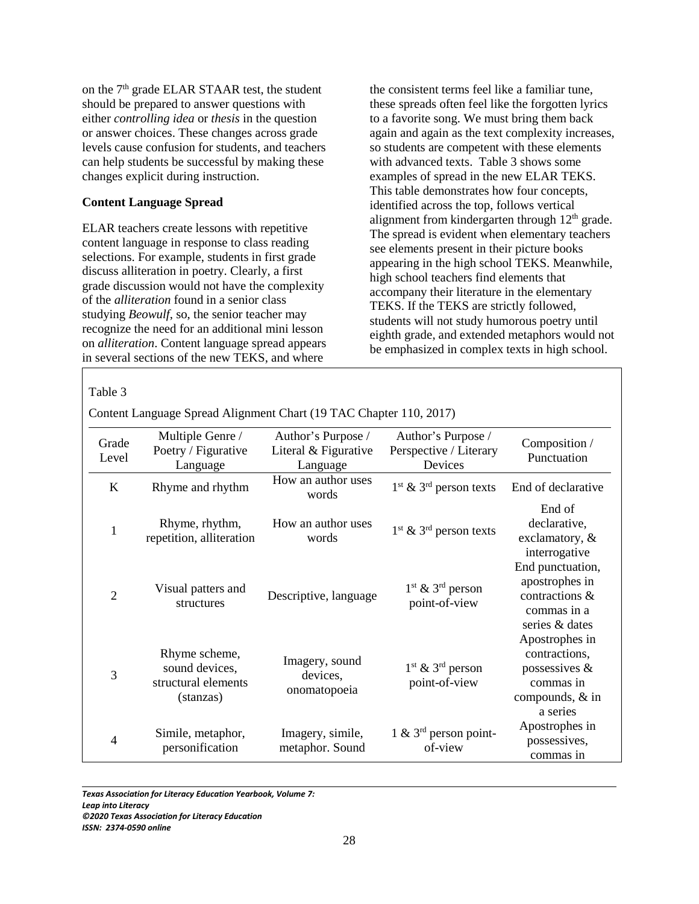on the 7th grade ELAR STAAR test, the student should be prepared to answer questions with either *controlling idea* or *thesis* in the question or answer choices. These changes across grade levels cause confusion for students, and teachers can help students be successful by making these changes explicit during instruction.

**Content Language Spread**

ELAR teachers create lessons with repetitive content language in response to class reading selections. For example, students in first grade discuss alliteration in poetry. Clearly, a first grade discussion would not have the complexity of the *alliteration* found in a senior class studying *Beowulf*, so, the senior teacher may recognize the need for an additional mini lesson on *alliteration*. Content language spread appears in several sections of the new TEKS, and where the consistent terms feel like a familiar tune, these spreads often feel like the forgotten lyrics to a favorite song. We must bring them back again and again as the text complexity increases, so students are competent with these elements with advanced texts. Table 3 shows some examples of spread in the new ELAR TEKS. This table demonstrates how four concepts, identified across the top, follows vertical alignment from kindergarten through 12th grade. The spread is evident when elementary teachers see elements present in their picture books appearing in the high school TEKS. Meanwhile, high school teachers find elements that accompany their literature in the elementary TEKS. If the TEKS are strictly followed, students will not study humorous poetry until eighth grade, and extended metaphors would not be emphasized in complex texts in high school.

Table 3

Content Language Spread Alignment Chart (19 TAC Chapter 110, 2017)

| Grade Level | Multiple Genre / Poetry / Figurative Language | Author's Purpose / Literal & Figurative Language | Author's Purpose / Perspective / Literary Devices | Composition / Punctuation |
|---|---|---|---|---|
| K | Rhyme and rhythm | How an author uses words | 1st & 3rd person texts | End of declarative |
| 1 | Rhyme, rhythm, repetition, alliteration | How an author uses words | 1st & 3rd person texts | End of declarative, exclamatory, & interrogative |
| 2 | Visual patters and structures | Descriptive, language | 1st & 3rd person point-of-view | End punctuation, apostrophes in contractions & commas in a series & dates |
| 3 | Rhyme scheme, sound devices, structural elements (stanzas) | Imagery, sound devices, onomatopoeia | 1st & 3rd person point-of-view | Apostrophes in contractions, possessives & commas in compounds, & in a series |
| 4 | Simile, metaphor, personification | Imagery, simile, metaphor. Sound | 1 & 3rd person point-of-view | Apostrophes in possessives, commas in |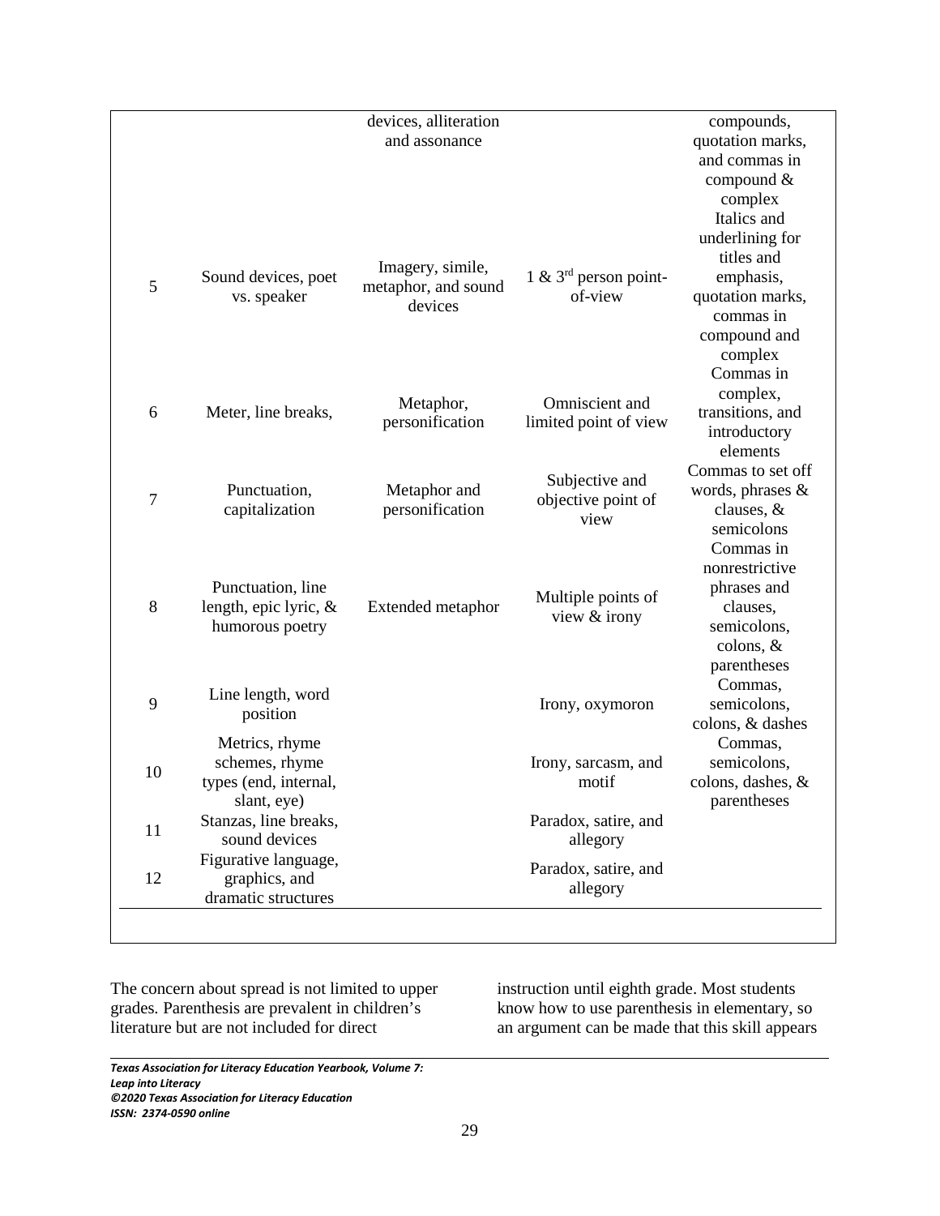| | | | | |
|---|---|---|---|---|
| | | devices, alliteration and assonance | | compounds, quotation marks, and commas in compound & complex |
| 5 | Sound devices, poet vs. speaker | Imagery, simile, metaphor, and sound devices | 1 & 3rd person point-of-view | Italics and underlining for titles and emphasis, quotation marks, commas in compound and complex |
| 6 | Meter, line breaks, | Metaphor, personification | Omniscient and limited point of view | Commas in complex, transitions, and introductory elements |
| 7 | Punctuation, capitalization | Metaphor and personification | Subjective and objective point of view | Commas to set off words, phrases & clauses, & semicolons |
| 8 | Punctuation, line length, epic lyric, & humorous poetry | Extended metaphor | Multiple points of view & irony | Commas in nonrestrictive phrases and clauses, semicolons, colons, & parentheses |
| 9 | Line length, word position | | Irony, oxymoron | Commas, semicolons, colons, & dashes |
| 10 | Metrics, rhyme schemes, rhyme types (end, internal, slant, eye) | | Irony, sarcasm, and motif | Commas, semicolons, colons, dashes, & parentheses |
| 11 | Stanzas, line breaks, sound devices | | Paradox, satire, and allegory | |
| 12 | Figurative language, graphics, and dramatic structures | | Paradox, satire, and allegory | |

The concern about spread is not limited to upper grades. Parenthesis are prevalent in children's literature but are not included for direct instruction until eighth grade. Most students know how to use parenthesis in elementary, so an argument can be made that this skill appears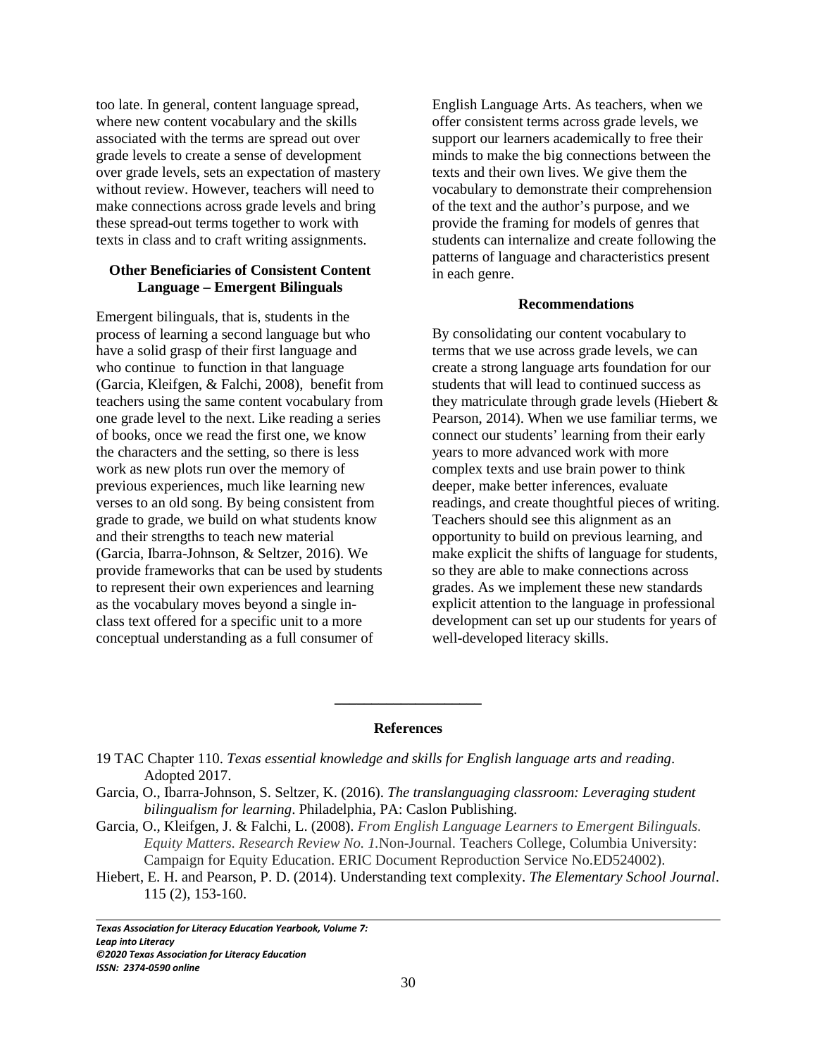too late. In general, content language spread, where new content vocabulary and the skills associated with the terms are spread out over grade levels to create a sense of development over grade levels, sets an expectation of mastery without review. However, teachers will need to make connections across grade levels and bring these spread-out terms together to work with texts in class and to craft writing assignments.

### Other Beneficiaries of Consistent Content Language – Emergent Bilinguals

Emergent bilinguals, that is, students in the process of learning a second language but who have a solid grasp of their first language and who continue to function in that language (Garcia, Kleifgen, & Falchi, 2008), benefit from teachers using the same content vocabulary from one grade level to the next. Like reading a series of books, once we read the first one, we know the characters and the setting, so there is less work as new plots run over the memory of previous experiences, much like learning new verses to an old song. By being consistent from grade to grade, we build on what students know and their strengths to teach new material (Garcia, Ibarra-Johnson, & Seltzer, 2016). We provide frameworks that can be used by students to represent their own experiences and learning as the vocabulary moves beyond a single in-class text offered for a specific unit to a more conceptual understanding as a full consumer of English Language Arts. As teachers, when we offer consistent terms across grade levels, we support our learners academically to free their minds to make the big connections between the texts and their own lives. We give them the vocabulary to demonstrate their comprehension of the text and the author's purpose, and we provide the framing for models of genres that students can internalize and create following the patterns of language and characteristics present in each genre.

### Recommendations

By consolidating our content vocabulary to terms that we use across grade levels, we can create a strong language arts foundation for our students that will lead to continued success as they matriculate through grade levels (Hiebert & Pearson, 2014). When we use familiar terms, we connect our students' learning from their early years to more advanced work with more complex texts and use brain power to think deeper, make better inferences, evaluate readings, and create thoughtful pieces of writing. Teachers should see this alignment as an opportunity to build on previous learning, and make explicit the shifts of language for students, so they are able to make connections across grades. As we implement these new standards explicit attention to the language in professional development can set up our students for years of well-developed literacy skills.

---

### References

19 TAC Chapter 110. *Texas essential knowledge and skills for English language arts and reading*. Adopted 2017.

Garcia, O., Ibarra-Johnson, S. Seltzer, K. (2016). *The translanguaging classroom: Leveraging student bilingualism for learning*. Philadelphia, PA: Caslon Publishing.

Garcia, O., Kleifgen, J. & Falchi, L. (2008). *From English Language Learners to Emergent Bilinguals. Equity Matters. Research Review No. 1.*Non-Journal. Teachers College, Columbia University: Campaign for Equity Education. ERIC Document Reproduction Service No.ED524002).

Hiebert, E. H. and Pearson, P. D. (2014). Understanding text complexity. *The Elementary School Journal*. 115 (2), 153-160.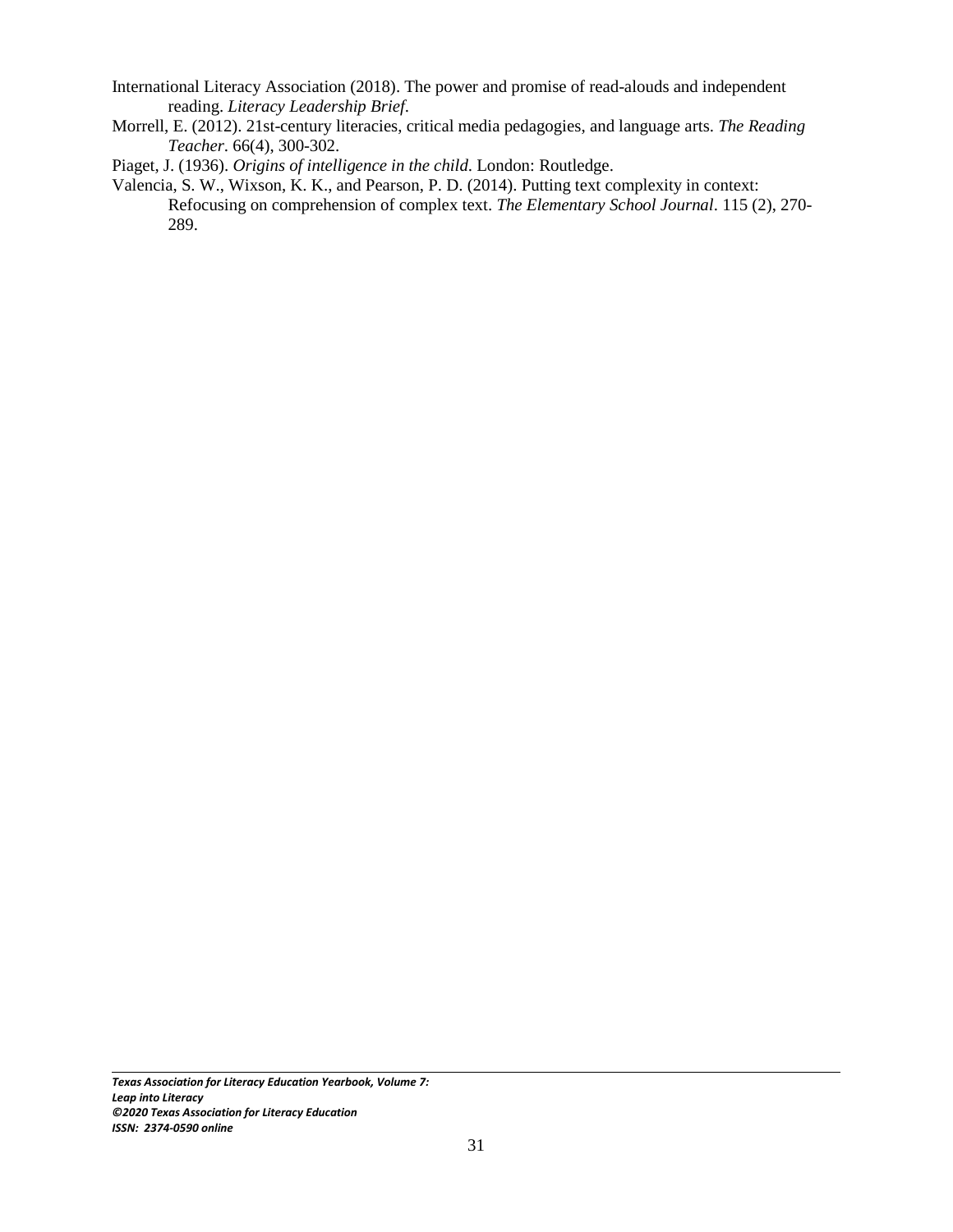International Literacy Association (2018). The power and promise of read-alouds and independent reading. *Literacy Leadership Brief.*

Morrell, E. (2012). 21st-century literacies, critical media pedagogies, and language arts. *The Reading Teacher*. 66(4), 300-302.

Piaget, J. (1936). *Origins of intelligence in the child*. London: Routledge.

Valencia, S. W., Wixson, K. K., and Pearson, P. D. (2014). Putting text complexity in context: Refocusing on comprehension of complex text. *The Elementary School Journal*. 115 (2), 270-289.